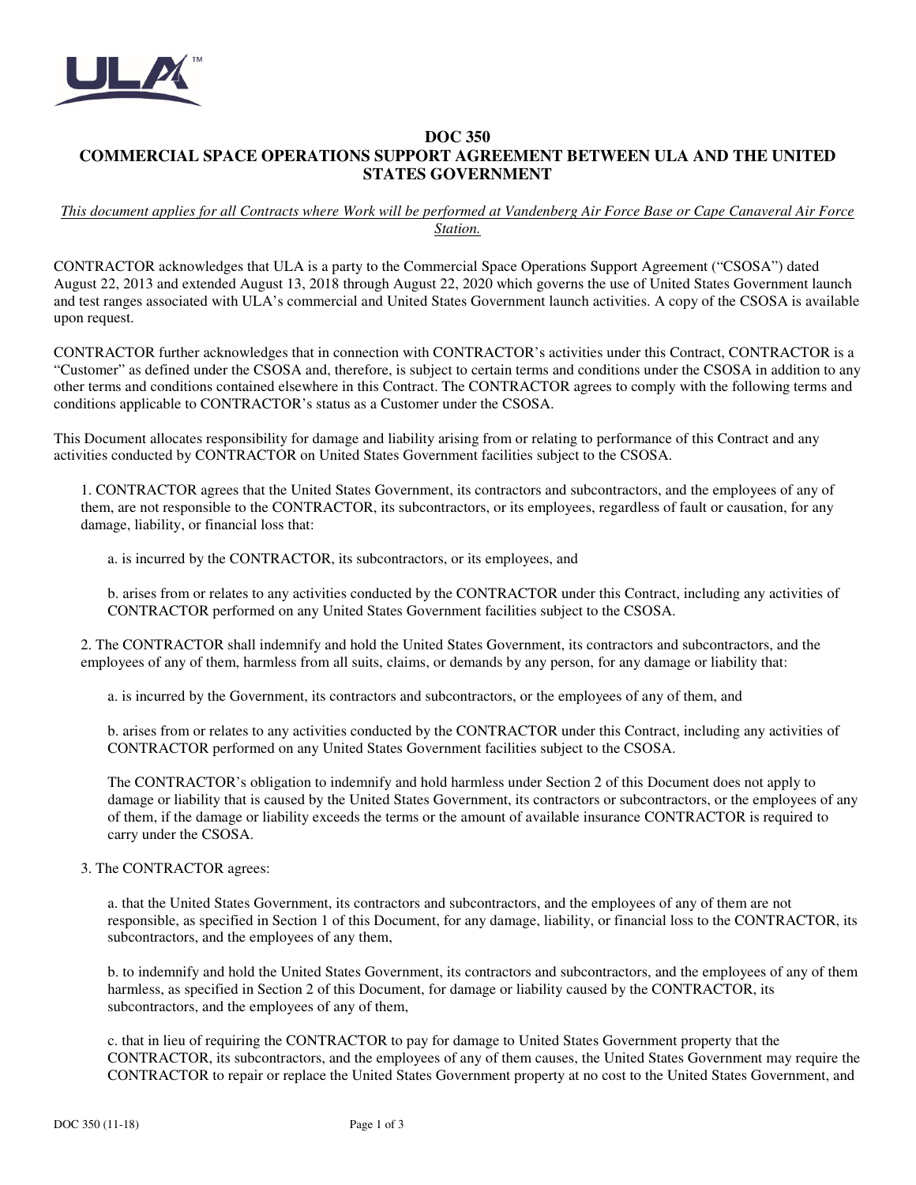# DOC 350
# COMMERCIAL SPACE OPERATIONS SUPPORT AGREEMENT BETWEEN ULA AND THE UNITED STATES GOVERNMENT

*This document applies for all Contracts where Work will be performed at Vandenberg Air Force Base or Cape Canaveral Air Force Station.*

CONTRACTOR acknowledges that ULA is a party to the Commercial Space Operations Support Agreement ("CSOSA") dated August 22, 2013 and extended August 13, 2018 through August 22, 2020 which governs the use of United States Government launch and test ranges associated with ULA's commercial and United States Government launch activities. A copy of the CSOSA is available upon request.

CONTRACTOR further acknowledges that in connection with CONTRACTOR's activities under this Contract, CONTRACTOR is a "Customer" as defined under the CSOSA and, therefore, is subject to certain terms and conditions under the CSOSA in addition to any other terms and conditions contained elsewhere in this Contract. The CONTRACTOR agrees to comply with the following terms and conditions applicable to CONTRACTOR's status as a Customer under the CSOSA.

This Document allocates responsibility for damage and liability arising from or relating to performance of this Contract and any activities conducted by CONTRACTOR on United States Government facilities subject to the CSOSA.

1. CONTRACTOR agrees that the United States Government, its contractors and subcontractors, and the employees of any of them, are not responsible to the CONTRACTOR, its subcontractors, or its employees, regardless of fault or causation, for any damage, liability, or financial loss that:

   a. is incurred by the CONTRACTOR, its subcontractors, or its employees, and

   b. arises from or relates to any activities conducted by the CONTRACTOR under this Contract, including any activities of CONTRACTOR performed on any United States Government facilities subject to the CSOSA.

2. The CONTRACTOR shall indemnify and hold the United States Government, its contractors and subcontractors, and the employees of any of them, harmless from all suits, claims, or demands by any person, for any damage or liability that:

   a. is incurred by the Government, its contractors and subcontractors, or the employees of any of them, and

   b. arises from or relates to any activities conducted by the CONTRACTOR under this Contract, including any activities of CONTRACTOR performed on any United States Government facilities subject to the CSOSA.

   The CONTRACTOR's obligation to indemnify and hold harmless under Section 2 of this Document does not apply to damage or liability that is caused by the United States Government, its contractors or subcontractors, or the employees of any of them, if the damage or liability exceeds the terms or the amount of available insurance CONTRACTOR is required to carry under the CSOSA.

3. The CONTRACTOR agrees:

   a. that the United States Government, its contractors and subcontractors, and the employees of any of them are not responsible, as specified in Section 1 of this Document, for any damage, liability, or financial loss to the CONTRACTOR, its subcontractors, and the employees of any them,

   b. to indemnify and hold the United States Government, its contractors and subcontractors, and the employees of any of them harmless, as specified in Section 2 of this Document, for damage or liability caused by the CONTRACTOR, its subcontractors, and the employees of any of them,

   c. that in lieu of requiring the CONTRACTOR to pay for damage to United States Government property that the CONTRACTOR, its subcontractors, and the employees of any of them causes, the United States Government may require the CONTRACTOR to repair or replace the United States Government property at no cost to the United States Government, and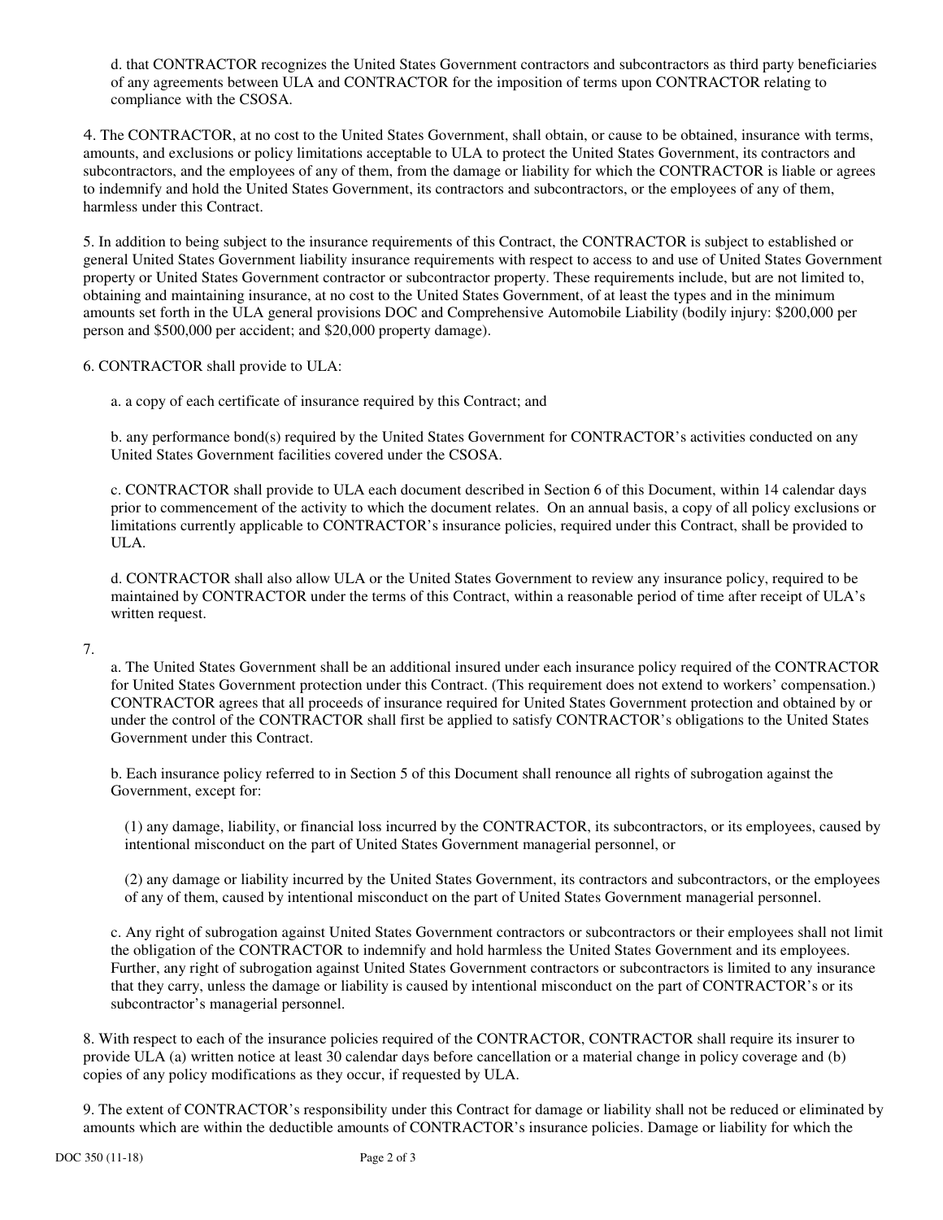d. that CONTRACTOR recognizes the United States Government contractors and subcontractors as third party beneficiaries of any agreements between ULA and CONTRACTOR for the imposition of terms upon CONTRACTOR relating to compliance with the CSOSA.

4. The CONTRACTOR, at no cost to the United States Government, shall obtain, or cause to be obtained, insurance with terms, amounts, and exclusions or policy limitations acceptable to ULA to protect the United States Government, its contractors and subcontractors, and the employees of any of them, from the damage or liability for which the CONTRACTOR is liable or agrees to indemnify and hold the United States Government, its contractors and subcontractors, or the employees of any of them, harmless under this Contract.

5. In addition to being subject to the insurance requirements of this Contract, the CONTRACTOR is subject to established or general United States Government liability insurance requirements with respect to access to and use of United States Government property or United States Government contractor or subcontractor property. These requirements include, but are not limited to, obtaining and maintaining insurance, at no cost to the United States Government, of at least the types and in the minimum amounts set forth in the ULA general provisions DOC and Comprehensive Automobile Liability (bodily injury: $200,000 per person and $500,000 per accident; and $20,000 property damage).

6. CONTRACTOR shall provide to ULA:

a. a copy of each certificate of insurance required by this Contract; and

b. any performance bond(s) required by the United States Government for CONTRACTOR's activities conducted on any United States Government facilities covered under the CSOSA.

c. CONTRACTOR shall provide to ULA each document described in Section 6 of this Document, within 14 calendar days prior to commencement of the activity to which the document relates. On an annual basis, a copy of all policy exclusions or limitations currently applicable to CONTRACTOR's insurance policies, required under this Contract, shall be provided to ULA.

d. CONTRACTOR shall also allow ULA or the United States Government to review any insurance policy, required to be maintained by CONTRACTOR under the terms of this Contract, within a reasonable period of time after receipt of ULA's written request.

7.

a. The United States Government shall be an additional insured under each insurance policy required of the CONTRACTOR for United States Government protection under this Contract. (This requirement does not extend to workers' compensation.) CONTRACTOR agrees that all proceeds of insurance required for United States Government protection and obtained by or under the control of the CONTRACTOR shall first be applied to satisfy CONTRACTOR's obligations to the United States Government under this Contract.

b. Each insurance policy referred to in Section 5 of this Document shall renounce all rights of subrogation against the Government, except for:

(1) any damage, liability, or financial loss incurred by the CONTRACTOR, its subcontractors, or its employees, caused by intentional misconduct on the part of United States Government managerial personnel, or

(2) any damage or liability incurred by the United States Government, its contractors and subcontractors, or the employees of any of them, caused by intentional misconduct on the part of United States Government managerial personnel.

c. Any right of subrogation against United States Government contractors or subcontractors or their employees shall not limit the obligation of the CONTRACTOR to indemnify and hold harmless the United States Government and its employees. Further, any right of subrogation against United States Government contractors or subcontractors is limited to any insurance that they carry, unless the damage or liability is caused by intentional misconduct on the part of CONTRACTOR's or its subcontractor's managerial personnel.

8. With respect to each of the insurance policies required of the CONTRACTOR, CONTRACTOR shall require its insurer to provide ULA (a) written notice at least 30 calendar days before cancellation or a material change in policy coverage and (b) copies of any policy modifications as they occur, if requested by ULA.

9. The extent of CONTRACTOR's responsibility under this Contract for damage or liability shall not be reduced or eliminated by amounts which are within the deductible amounts of CONTRACTOR's insurance policies. Damage or liability for which the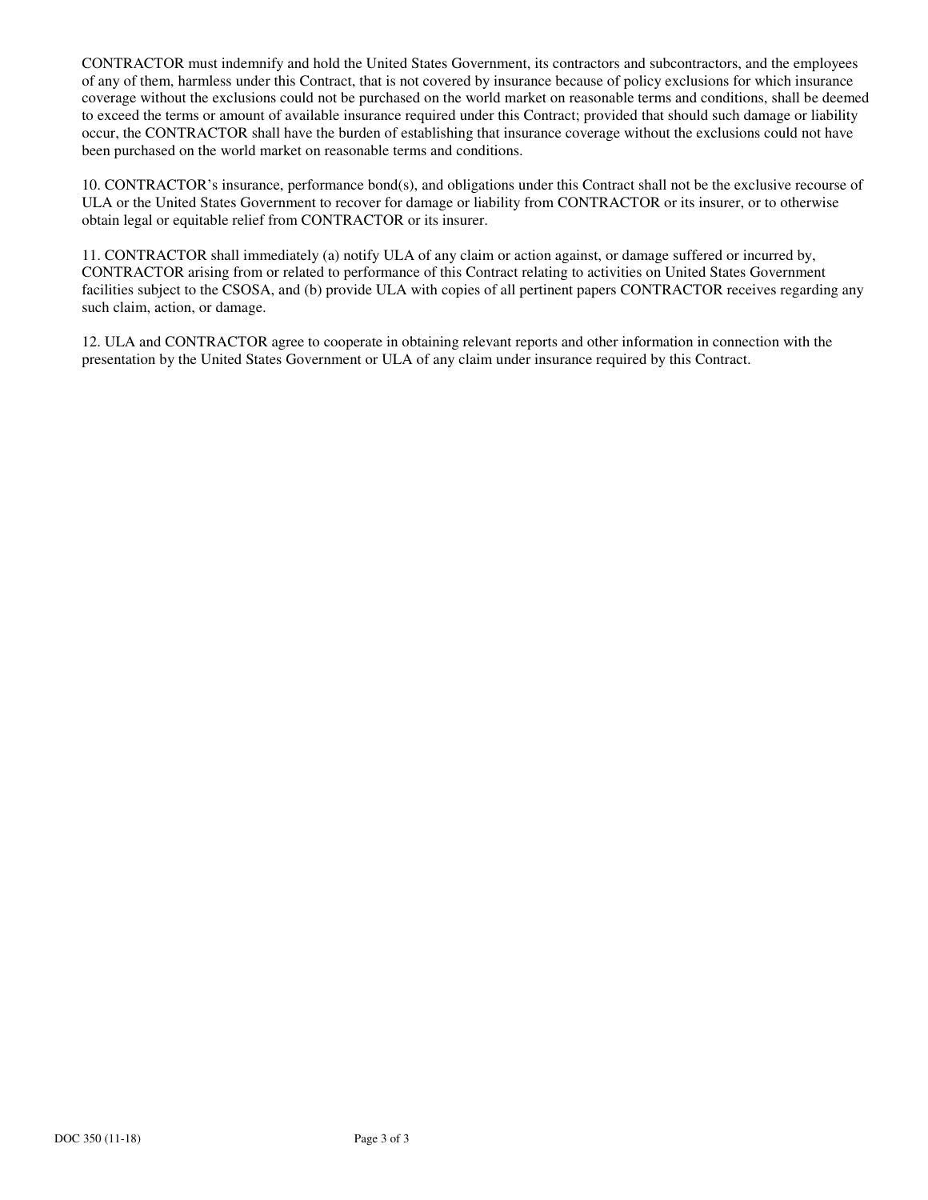CONTRACTOR must indemnify and hold the United States Government, its contractors and subcontractors, and the employees of any of them, harmless under this Contract, that is not covered by insurance because of policy exclusions for which insurance coverage without the exclusions could not be purchased on the world market on reasonable terms and conditions, shall be deemed to exceed the terms or amount of available insurance required under this Contract; provided that should such damage or liability occur, the CONTRACTOR shall have the burden of establishing that insurance coverage without the exclusions could not have been purchased on the world market on reasonable terms and conditions.

10. CONTRACTOR's insurance, performance bond(s), and obligations under this Contract shall not be the exclusive recourse of ULA or the United States Government to recover for damage or liability from CONTRACTOR or its insurer, or to otherwise obtain legal or equitable relief from CONTRACTOR or its insurer.

11. CONTRACTOR shall immediately (a) notify ULA of any claim or action against, or damage suffered or incurred by, CONTRACTOR arising from or related to performance of this Contract relating to activities on United States Government facilities subject to the CSOSA, and (b) provide ULA with copies of all pertinent papers CONTRACTOR receives regarding any such claim, action, or damage.

12. ULA and CONTRACTOR agree to cooperate in obtaining relevant reports and other information in connection with the presentation by the United States Government or ULA of any claim under insurance required by this Contract.

DOC 350 (11-18)